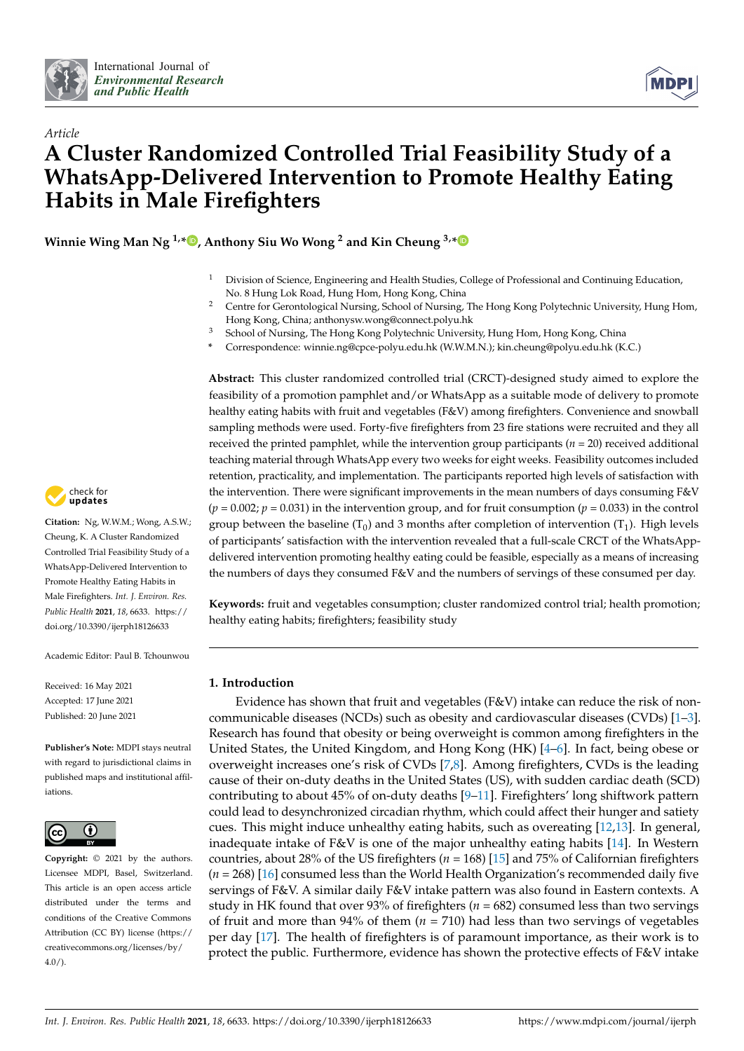*Article*

# A Cluster Randomized Controlled Trial Feasibility Study of a WhatsApp-Delivered Intervention to Promote Healthy Eating Habits in Male Firefighters

**Winnie Wing Man Ng [1,*], Anthony Siu Wo Wong [2] and Kin Cheung [3,*]**

[1] Division of Science, Engineering and Health Studies, College of Professional and Continuing Education, No. 8 Hung Lok Road, Hung Hom, Hong Kong, China

[2] Centre for Gerontological Nursing, School of Nursing, The Hong Kong Polytechnic University, Hung Hom, Hong Kong, China; anthonysw.wong@connect.polyu.hk

[3] School of Nursing, The Hong Kong Polytechnic University, Hung Hom, Hong Kong, China

\* Correspondence: winnie.ng@cpce-polyu.edu.hk (W.W.M.N.); kin.cheung@polyu.edu.hk (K.C.)

**Abstract:** This cluster randomized controlled trial (CRCT)-designed study aimed to explore the feasibility of a promotion pamphlet and/or WhatsApp as a suitable mode of delivery to promote healthy eating habits with fruit and vegetables (F&V) among firefighters. Convenience and snowball sampling methods were used. Forty-five firefighters from 23 fire stations were recruited and they all received the printed pamphlet, while the intervention group participants ($n = 20$) received additional teaching material through WhatsApp every two weeks for eight weeks. Feasibility outcomes included retention, practicality, and implementation. The participants reported high levels of satisfaction with the intervention. There were significant improvements in the mean numbers of days consuming F&V ($p = 0.002$; $p = 0.031$) in the intervention group, and for fruit consumption ($p = 0.033$) in the control group between the baseline ($T_0$) and 3 months after completion of intervention ($T_1$). High levels of participants' satisfaction with the intervention revealed that a full-scale CRCT of the WhatsApp-delivered intervention promoting healthy eating could be feasible, especially as a means of increasing the numbers of days they consumed F&V and the numbers of servings of these consumed per day.

**Keywords:** fruit and vegetables consumption; cluster randomized control trial; health promotion; healthy eating habits; firefighters; feasibility study

**Citation:** Ng, W.W.M.; Wong, A.S.W.; Cheung, K. A Cluster Randomized Controlled Trial Feasibility Study of a WhatsApp-Delivered Intervention to Promote Healthy Eating Habits in Male Firefighters. *Int. J. Environ. Res. Public Health* **2021**, *18*, 6633. https://doi.org/10.3390/ijerph18126633

Academic Editor: Paul B. Tchounwou

Received: 16 May 2021
Accepted: 17 June 2021
Published: 20 June 2021

**Publisher's Note:** MDPI stays neutral with regard to jurisdictional claims in published maps and institutional affiliations.

**Copyright:** © 2021 by the authors. Licensee MDPI, Basel, Switzerland. This article is an open access article distributed under the terms and conditions of the Creative Commons Attribution (CC BY) license (https://creativecommons.org/licenses/by/4.0/).

## 1. Introduction

Evidence has shown that fruit and vegetables (F&V) intake can reduce the risk of non-communicable diseases (NCDs) such as obesity and cardiovascular diseases (CVDs) [1–3]. Research has found that obesity or being overweight is common among firefighters in the United States, the United Kingdom, and Hong Kong (HK) [4–6]. In fact, being obese or overweight increases one's risk of CVDs [7,8]. Among firefighters, CVDs is the leading cause of their on-duty deaths in the United States (US), with sudden cardiac death (SCD) contributing to about 45% of on-duty deaths [9–11]. Firefighters' long shiftwork pattern could lead to desynchronized circadian rhythm, which could affect their hunger and satiety cues. This might induce unhealthy eating habits, such as overeating [12,13]. In general, inadequate intake of F&V is one of the major unhealthy eating habits [14]. In Western countries, about 28% of the US firefighters ($n = 168$) [15] and 75% of Californian firefighters ($n = 268$) [16] consumed less than the World Health Organization's recommended daily five servings of F&V. A similar daily F&V intake pattern was also found in Eastern contexts. A study in HK found that over 93% of firefighters ($n = 682$) consumed less than two servings of fruit and more than 94% of them ($n = 710$) had less than two servings of vegetables per day [17]. The health of firefighters is of paramount importance, as their work is to protect the public. Furthermore, evidence has shown the protective effects of F&V intake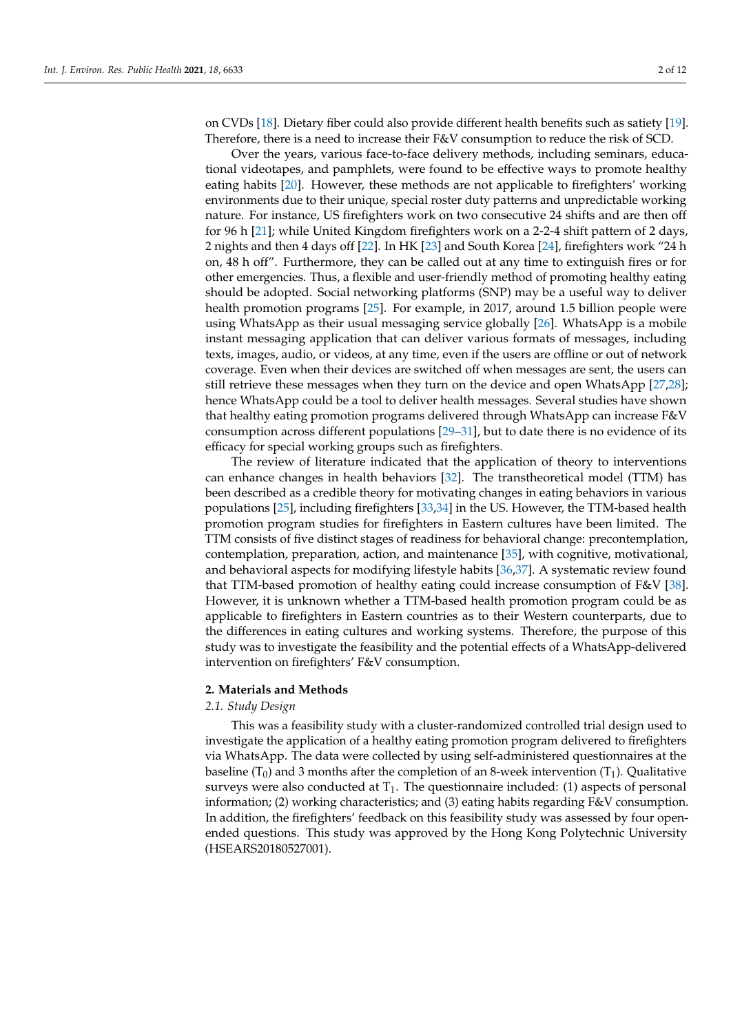on CVDs [18]. Dietary fiber could also provide different health benefits such as satiety [19]. Therefore, there is a need to increase their F&V consumption to reduce the risk of SCD.

Over the years, various face-to-face delivery methods, including seminars, educational videotapes, and pamphlets, were found to be effective ways to promote healthy eating habits [20]. However, these methods are not applicable to firefighters' working environments due to their unique, special roster duty patterns and unpredictable working nature. For instance, US firefighters work on two consecutive 24 shifts and are then off for 96 h [21]; while United Kingdom firefighters work on a 2-2-4 shift pattern of 2 days, 2 nights and then 4 days off [22]. In HK [23] and South Korea [24], firefighters work "24 h on, 48 h off". Furthermore, they can be called out at any time to extinguish fires or for other emergencies. Thus, a flexible and user-friendly method of promoting healthy eating should be adopted. Social networking platforms (SNP) may be a useful way to deliver health promotion programs [25]. For example, in 2017, around 1.5 billion people were using WhatsApp as their usual messaging service globally [26]. WhatsApp is a mobile instant messaging application that can deliver various formats of messages, including texts, images, audio, or videos, at any time, even if the users are offline or out of network coverage. Even when their devices are switched off when messages are sent, the users can still retrieve these messages when they turn on the device and open WhatsApp [27,28]; hence WhatsApp could be a tool to deliver health messages. Several studies have shown that healthy eating promotion programs delivered through WhatsApp can increase F&V consumption across different populations [29–31], but to date there is no evidence of its efficacy for special working groups such as firefighters.

The review of literature indicated that the application of theory to interventions can enhance changes in health behaviors [32]. The transtheoretical model (TTM) has been described as a credible theory for motivating changes in eating behaviors in various populations [25], including firefighters [33,34] in the US. However, the TTM-based health promotion program studies for firefighters in Eastern cultures have been limited. The TTM consists of five distinct stages of readiness for behavioral change: precontemplation, contemplation, preparation, action, and maintenance [35], with cognitive, motivational, and behavioral aspects for modifying lifestyle habits [36,37]. A systematic review found that TTM-based promotion of healthy eating could increase consumption of F&V [38]. However, it is unknown whether a TTM-based health promotion program could be as applicable to firefighters in Eastern countries as to their Western counterparts, due to the differences in eating cultures and working systems. Therefore, the purpose of this study was to investigate the feasibility and the potential effects of a WhatsApp-delivered intervention on firefighters' F&V consumption.

## 2. Materials and Methods

### *2.1. Study Design*

This was a feasibility study with a cluster-randomized controlled trial design used to investigate the application of a healthy eating promotion program delivered to firefighters via WhatsApp. The data were collected by using self-administered questionnaires at the baseline ($T_0$) and 3 months after the completion of an 8-week intervention ($T_1$). Qualitative surveys were also conducted at $T_1$. The questionnaire included: (1) aspects of personal information; (2) working characteristics; and (3) eating habits regarding F&V consumption. In addition, the firefighters' feedback on this feasibility study was assessed by four open-ended questions. This study was approved by the Hong Kong Polytechnic University (HSEARS20180527001).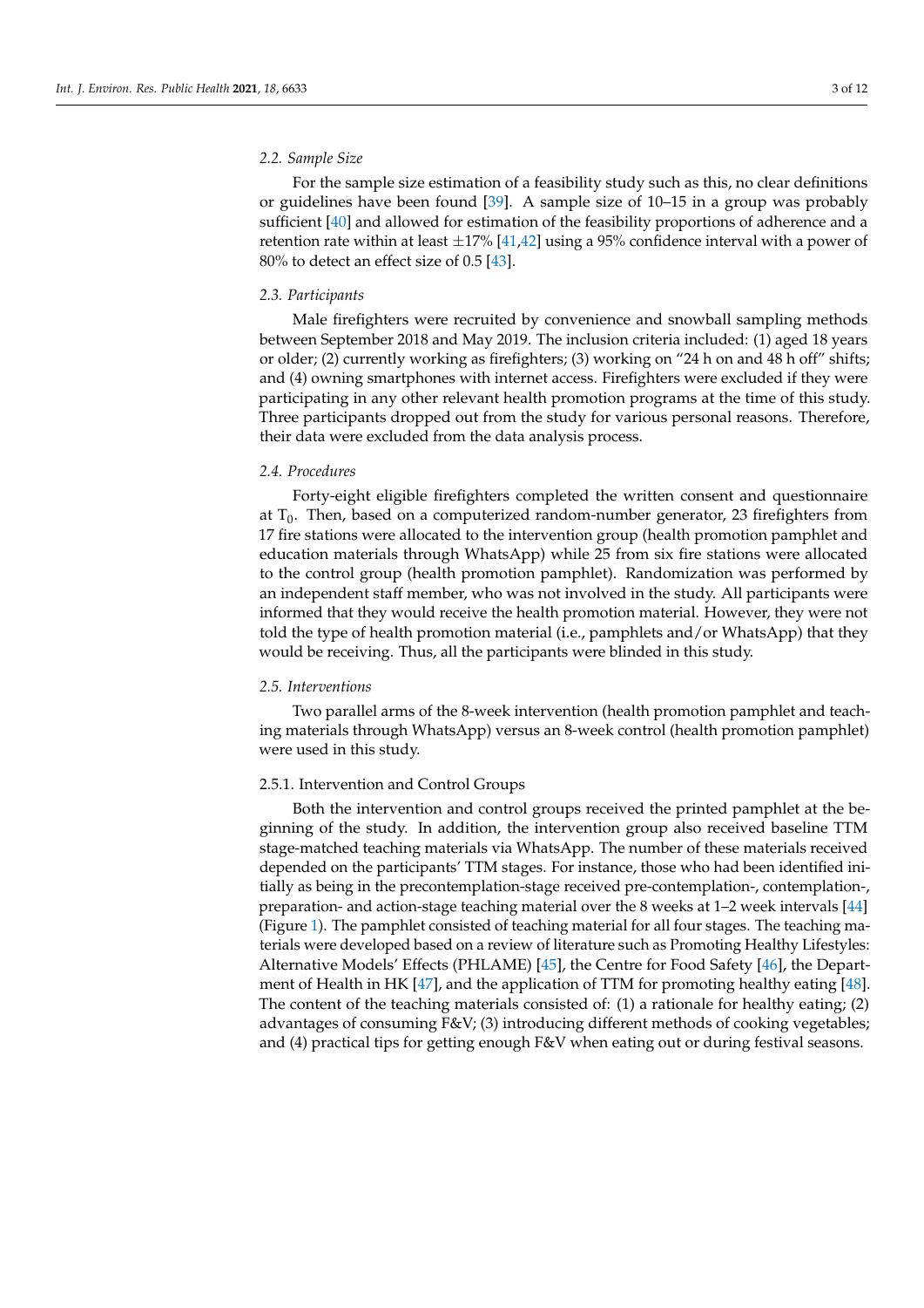### 2.2. Sample Size

For the sample size estimation of a feasibility study such as this, no clear definitions or guidelines have been found [39]. A sample size of 10–15 in a group was probably sufficient [40] and allowed for estimation of the feasibility proportions of adherence and a retention rate within at least ±17% [41,42] using a 95% confidence interval with a power of 80% to detect an effect size of 0.5 [43].

### 2.3. Participants

Male firefighters were recruited by convenience and snowball sampling methods between September 2018 and May 2019. The inclusion criteria included: (1) aged 18 years or older; (2) currently working as firefighters; (3) working on "24 h on and 48 h off" shifts; and (4) owning smartphones with internet access. Firefighters were excluded if they were participating in any other relevant health promotion programs at the time of this study. Three participants dropped out from the study for various personal reasons. Therefore, their data were excluded from the data analysis process.

### 2.4. Procedures

Forty-eight eligible firefighters completed the written consent and questionnaire at $T_0$. Then, based on a computerized random-number generator, 23 firefighters from 17 fire stations were allocated to the intervention group (health promotion pamphlet and education materials through WhatsApp) while 25 from six fire stations were allocated to the control group (health promotion pamphlet). Randomization was performed by an independent staff member, who was not involved in the study. All participants were informed that they would receive the health promotion material. However, they were not told the type of health promotion material (i.e., pamphlets and/or WhatsApp) that they would be receiving. Thus, all the participants were blinded in this study.

### 2.5. Interventions

Two parallel arms of the 8-week intervention (health promotion pamphlet and teaching materials through WhatsApp) versus an 8-week control (health promotion pamphlet) were used in this study.

#### 2.5.1. Intervention and Control Groups

Both the intervention and control groups received the printed pamphlet at the beginning of the study. In addition, the intervention group also received baseline TTM stage-matched teaching materials via WhatsApp. The number of these materials received depended on the participants' TTM stages. For instance, those who had been identified initially as being in the precontemplation-stage received pre-contemplation-, contemplation-, preparation- and action-stage teaching material over the 8 weeks at 1–2 week intervals [44] (Figure 1). The pamphlet consisted of teaching material for all four stages. The teaching materials were developed based on a review of literature such as Promoting Healthy Lifestyles: Alternative Models' Effects (PHLAME) [45], the Centre for Food Safety [46], the Department of Health in HK [47], and the application of TTM for promoting healthy eating [48]. The content of the teaching materials consisted of: (1) a rationale for healthy eating; (2) advantages of consuming F&V; (3) introducing different methods of cooking vegetables; and (4) practical tips for getting enough F&V when eating out or during festival seasons.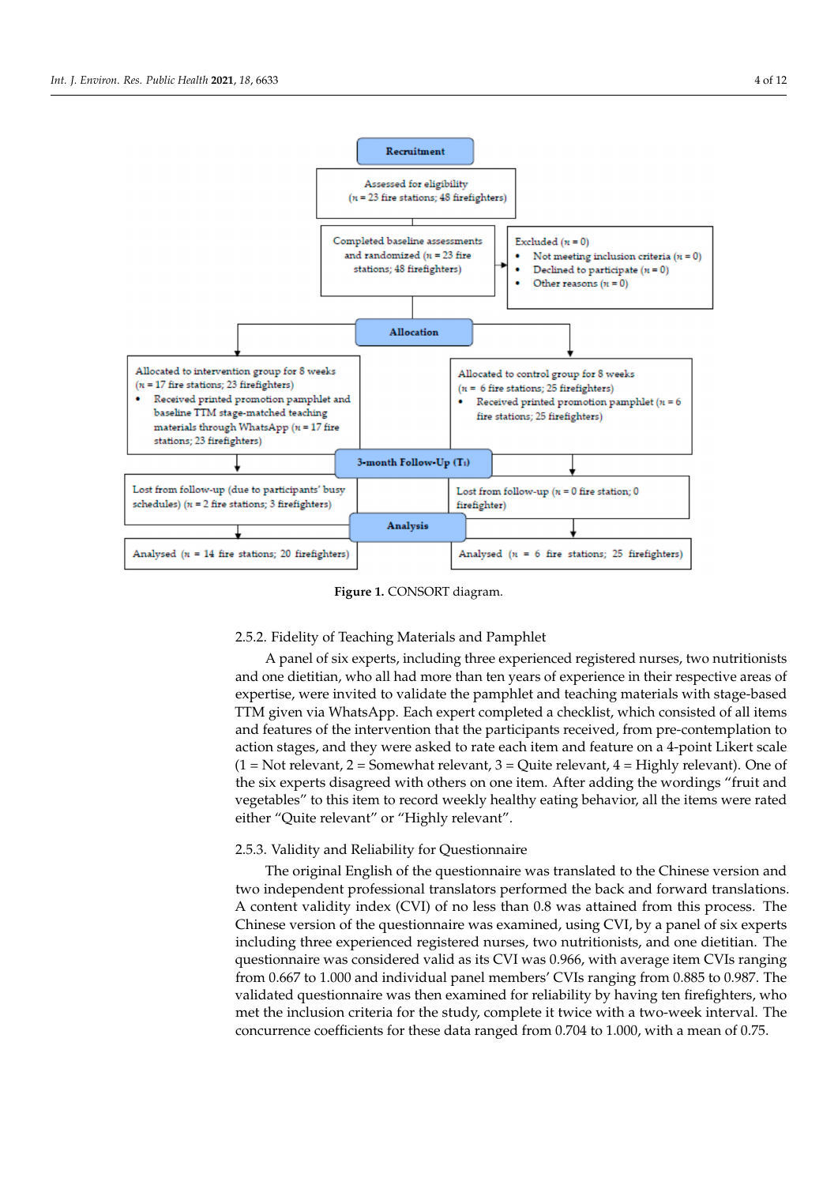**Recruitment**

Assessed for eligibility ($n$ = 23 fire stations; 48 firefighters)

Completed baseline assessments and randomized ($n$ = 23 fire stations; 48 firefighters)

Excluded ($n$ = 0)
- Not meeting inclusion criteria ($n$ = 0)
- Declined to participate ($n$ = 0)
- Other reasons ($n$ = 0)

**Allocation**

Allocated to intervention group for 8 weeks ($n$ = 17 fire stations; 23 firefighters)
- Received printed promotion pamphlet and baseline TTM stage-matched teaching materials through WhatsApp ($n$ = 17 fire stations; 23 firefighters)

Allocated to control group for 8 weeks ($n$ = 6 fire stations; 25 firefighters)
- Received printed promotion pamphlet ($n$ = 6 fire stations; 25 firefighters)

**3-month Follow-Up ($T_1$)**

Lost from follow-up (due to participants' busy schedules) ($n$ = 2 fire stations; 3 firefighters)

Lost from follow-up ($n$ = 0 fire station; 0 firefighter)

**Analysis**

Analysed ($n$ = 14 fire stations; 20 firefighters)

Analysed ($n$ = 6 fire stations; 25 firefighters)

**Figure 1.** CONSORT diagram.

#### 2.5.2. Fidelity of Teaching Materials and Pamphlet

A panel of six experts, including three experienced registered nurses, two nutritionists and one dietitian, who all had more than ten years of experience in their respective areas of expertise, were invited to validate the pamphlet and teaching materials with stage-based TTM given via WhatsApp. Each expert completed a checklist, which consisted of all items and features of the intervention that the participants received, from pre-contemplation to action stages, and they were asked to rate each item and feature on a 4-point Likert scale (1 = Not relevant, 2 = Somewhat relevant, 3 = Quite relevant, 4 = Highly relevant). One of the six experts disagreed with others on one item. After adding the wordings "fruit and vegetables" to this item to record weekly healthy eating behavior, all the items were rated either "Quite relevant" or "Highly relevant".

#### 2.5.3. Validity and Reliability for Questionnaire

The original English of the questionnaire was translated to the Chinese version and two independent professional translators performed the back and forward translations. A content validity index (CVI) of no less than 0.8 was attained from this process. The Chinese version of the questionnaire was examined, using CVI, by a panel of six experts including three experienced registered nurses, two nutritionists, and one dietitian. The questionnaire was considered valid as its CVI was 0.966, with average item CVIs ranging from 0.667 to 1.000 and individual panel members' CVIs ranging from 0.885 to 0.987. The validated questionnaire was then examined for reliability by having ten firefighters, who met the inclusion criteria for the study, complete it twice with a two-week interval. The concurrence coefficients for these data ranged from 0.704 to 1.000, with a mean of 0.75.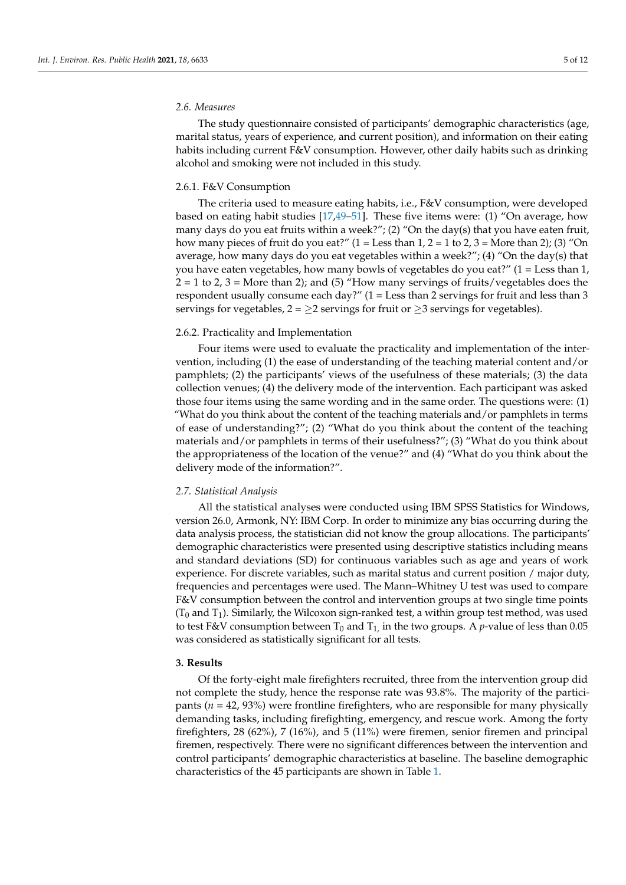*2.6. Measures*

The study questionnaire consisted of participants' demographic characteristics (age, marital status, years of experience, and current position), and information on their eating habits including current F&V consumption. However, other daily habits such as drinking alcohol and smoking were not included in this study.

2.6.1. F&V Consumption

The criteria used to measure eating habits, i.e., F&V consumption, were developed based on eating habit studies [17,49–51]. These five items were: (1) "On average, how many days do you eat fruits within a week?"; (2) "On the day(s) that you have eaten fruit, how many pieces of fruit do you eat?" (1 = Less than 1, 2 = 1 to 2, 3 = More than 2); (3) "On average, how many days do you eat vegetables within a week?"; (4) "On the day(s) that you have eaten vegetables, how many bowls of vegetables do you eat?" (1 = Less than 1, 2 = 1 to 2, 3 = More than 2); and (5) "How many servings of fruits/vegetables does the respondent usually consume each day?" (1 = Less than 2 servings for fruit and less than 3 servings for vegetables, 2 = $\geq$2 servings for fruit or $\geq$3 servings for vegetables).

2.6.2. Practicality and Implementation

Four items were used to evaluate the practicality and implementation of the intervention, including (1) the ease of understanding of the teaching material content and/or pamphlets; (2) the participants' views of the usefulness of these materials; (3) the data collection venues; (4) the delivery mode of the intervention. Each participant was asked those four items using the same wording and in the same order. The questions were: (1) "What do you think about the content of the teaching materials and/or pamphlets in terms of ease of understanding?"; (2) "What do you think about the content of the teaching materials and/or pamphlets in terms of their usefulness?"; (3) "What do you think about the appropriateness of the location of the venue?" and (4) "What do you think about the delivery mode of the information?".

*2.7. Statistical Analysis*

All the statistical analyses were conducted using IBM SPSS Statistics for Windows, version 26.0, Armonk, NY: IBM Corp. In order to minimize any bias occurring during the data analysis process, the statistician did not know the group allocations. The participants' demographic characteristics were presented using descriptive statistics including means and standard deviations (SD) for continuous variables such as age and years of work experience. For discrete variables, such as marital status and current position / major duty, frequencies and percentages were used. The Mann–Whitney U test was used to compare F&V consumption between the control and intervention groups at two single time points ($T_0$ and $T_1$). Similarly, the Wilcoxon sign-ranked test, a within group test method, was used to test F&V consumption between $T_0$ and $T_1$, in the two groups. A $p$-value of less than 0.05 was considered as statistically significant for all tests.

## 3. Results

Of the forty-eight male firefighters recruited, three from the intervention group did not complete the study, hence the response rate was 93.8%. The majority of the participants ($n$ = 42, 93%) were frontline firefighters, who are responsible for many physically demanding tasks, including firefighting, emergency, and rescue work. Among the forty firefighters, 28 (62%), 7 (16%), and 5 (11%) were firemen, senior firemen and principal firemen, respectively. There were no significant differences between the intervention and control participants' demographic characteristics at baseline. The baseline demographic characteristics of the 45 participants are shown in Table 1.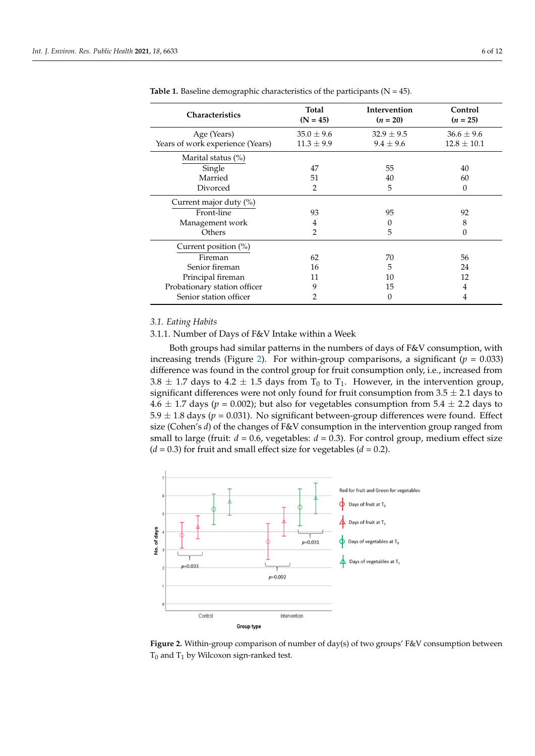**Table 1.** Baseline demographic characteristics of the participants (N = 45).

| Characteristics | Total (N = 45) | Intervention (*n* = 20) | Control (*n* = 25) |
|---|---|---|---|
| Age (Years) | 35.0 ± 9.6 | 32.9 ± 9.5 | 36.6 ± 9.6 |
| Years of work experience (Years) | 11.3 ± 9.9 | 9.4 ± 9.6 | 12.8 ± 10.1 |
| Marital status (%) | | | |
| Single | 47 | 55 | 40 |
| Married | 51 | 40 | 60 |
| Divorced | 2 | 5 | 0 |
| Current major duty (%) | | | |
| Front-line | 93 | 95 | 92 |
| Management work | 4 | 0 | 8 |
| Others | 2 | 5 | 0 |
| Current position (%) | | | |
| Fireman | 62 | 70 | 56 |
| Senior fireman | 16 | 5 | 24 |
| Principal fireman | 11 | 10 | 12 |
| Probationary station officer | 9 | 15 | 4 |
| Senior station officer | 2 | 0 | 4 |

### 3.1. Eating Habits

#### 3.1.1. Number of Days of F&V Intake within a Week

Both groups had similar patterns in the numbers of days of F&V consumption, with increasing trends (Figure 2). For within-group comparisons, a significant ($p$ = 0.033) difference was found in the control group for fruit consumption only, i.e., increased from 3.8 ± 1.7 days to 4.2 ± 1.5 days from $T_0$ to $T_1$. However, in the intervention group, significant differences were not only found for fruit consumption from 3.5 ± 2.1 days to 4.6 ± 1.7 days ($p$ = 0.002); but also for vegetables consumption from 5.4 ± 2.2 days to 5.9 ± 1.8 days ($p$ = 0.031). No significant between-group differences were found. Effect size (Cohen's $d$) of the changes of F&V consumption in the intervention group ranged from small to large (fruit: $d$ = 0.6, vegetables: $d$ = 0.3). For control group, medium effect size ($d$ = 0.3) for fruit and small effect size for vegetables ($d$ = 0.2).

**Figure 2.** Within-group comparison of number of day(s) of two groups' F&V consumption between $T_0$ and $T_1$ by Wilcoxon sign-ranked test.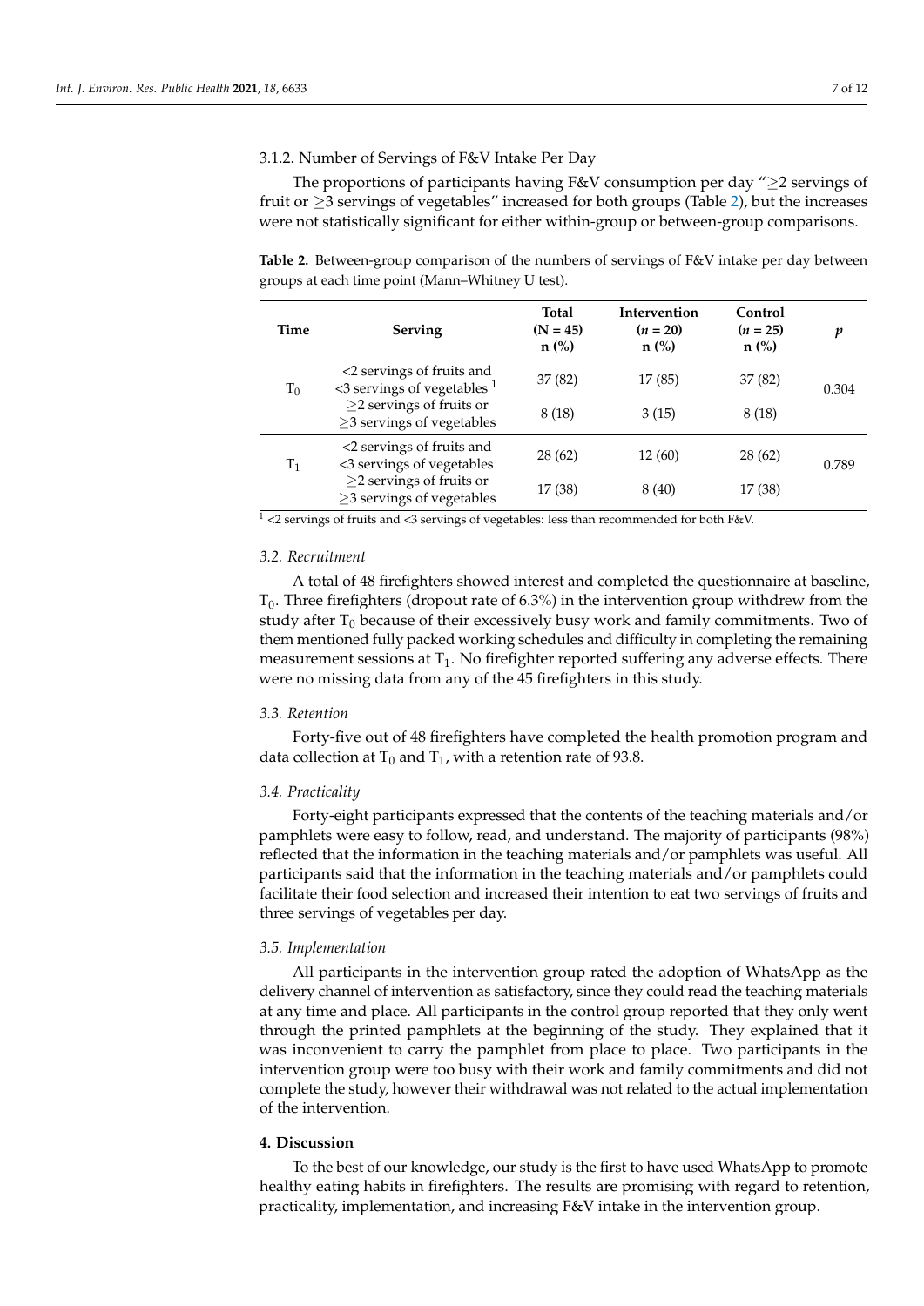3.1.2. Number of Servings of F&V Intake Per Day

The proportions of participants having F&V consumption per day "≥2 servings of fruit or ≥3 servings of vegetables" increased for both groups (Table 2), but the increases were not statistically significant for either within-group or between-group comparisons.

**Table 2.** Between-group comparison of the numbers of servings of F&V intake per day between groups at each time point (Mann–Whitney U test).

| Time | Serving | Total (N = 45) n (%) | Intervention (*n* = 20) n (%) | Control (*n* = 25) n (%) | *p* |
|---|---|---|---|---|---|
| $T_0$ | <2 servings of fruits and <3 servings of vegetables [1] | 37 (82) | 17 (85) | 37 (82) | 0.304 |
| | ≥2 servings of fruits or ≥3 servings of vegetables | 8 (18) | 3 (15) | 8 (18) | |
| $T_1$ | <2 servings of fruits and <3 servings of vegetables | 28 (62) | 12 (60) | 28 (62) | 0.789 |
| | ≥2 servings of fruits or ≥3 servings of vegetables | 17 (38) | 8 (40) | 17 (38) | |

[1] <2 servings of fruits and <3 servings of vegetables: less than recommended for both F&V.

### *3.2. Recruitment*

A total of 48 firefighters showed interest and completed the questionnaire at baseline, $T_0$. Three firefighters (dropout rate of 6.3%) in the intervention group withdrew from the study after $T_0$ because of their excessively busy work and family commitments. Two of them mentioned fully packed working schedules and difficulty in completing the remaining measurement sessions at $T_1$. No firefighter reported suffering any adverse effects. There were no missing data from any of the 45 firefighters in this study.

### *3.3. Retention*

Forty-five out of 48 firefighters have completed the health promotion program and data collection at $T_0$ and $T_1$, with a retention rate of 93.8.

### *3.4. Practicality*

Forty-eight participants expressed that the contents of the teaching materials and/or pamphlets were easy to follow, read, and understand. The majority of participants (98%) reflected that the information in the teaching materials and/or pamphlets was useful. All participants said that the information in the teaching materials and/or pamphlets could facilitate their food selection and increased their intention to eat two servings of fruits and three servings of vegetables per day.

### *3.5. Implementation*

All participants in the intervention group rated the adoption of WhatsApp as the delivery channel of intervention as satisfactory, since they could read the teaching materials at any time and place. All participants in the control group reported that they only went through the printed pamphlets at the beginning of the study. They explained that it was inconvenient to carry the pamphlet from place to place. Two participants in the intervention group were too busy with their work and family commitments and did not complete the study, however their withdrawal was not related to the actual implementation of the intervention.

## **4. Discussion**

To the best of our knowledge, our study is the first to have used WhatsApp to promote healthy eating habits in firefighters. The results are promising with regard to retention, practicality, implementation, and increasing F&V intake in the intervention group.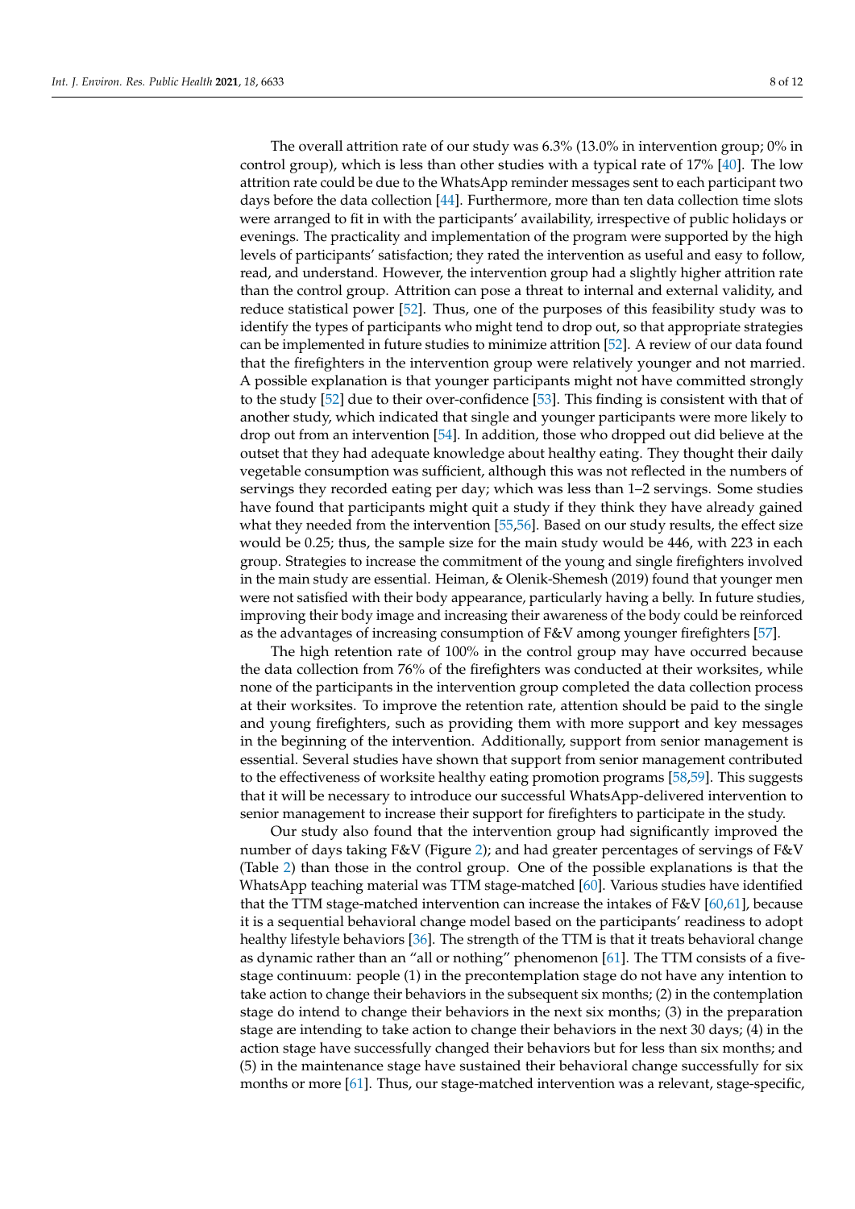The overall attrition rate of our study was 6.3% (13.0% in intervention group; 0% in control group), which is less than other studies with a typical rate of 17% [40]. The low attrition rate could be due to the WhatsApp reminder messages sent to each participant two days before the data collection [44]. Furthermore, more than ten data collection time slots were arranged to fit in with the participants' availability, irrespective of public holidays or evenings. The practicality and implementation of the program were supported by the high levels of participants' satisfaction; they rated the intervention as useful and easy to follow, read, and understand. However, the intervention group had a slightly higher attrition rate than the control group. Attrition can pose a threat to internal and external validity, and reduce statistical power [52]. Thus, one of the purposes of this feasibility study was to identify the types of participants who might tend to drop out, so that appropriate strategies can be implemented in future studies to minimize attrition [52]. A review of our data found that the firefighters in the intervention group were relatively younger and not married. A possible explanation is that younger participants might not have committed strongly to the study [52] due to their over-confidence [53]. This finding is consistent with that of another study, which indicated that single and younger participants were more likely to drop out from an intervention [54]. In addition, those who dropped out did believe at the outset that they had adequate knowledge about healthy eating. They thought their daily vegetable consumption was sufficient, although this was not reflected in the numbers of servings they recorded eating per day; which was less than 1–2 servings. Some studies have found that participants might quit a study if they think they have already gained what they needed from the intervention [55,56]. Based on our study results, the effect size would be 0.25; thus, the sample size for the main study would be 446, with 223 in each group. Strategies to increase the commitment of the young and single firefighters involved in the main study are essential. Heiman, & Olenik-Shemesh (2019) found that younger men were not satisfied with their body appearance, particularly having a belly. In future studies, improving their body image and increasing their awareness of the body could be reinforced as the advantages of increasing consumption of F&V among younger firefighters [57].

The high retention rate of 100% in the control group may have occurred because the data collection from 76% of the firefighters was conducted at their worksites, while none of the participants in the intervention group completed the data collection process at their worksites. To improve the retention rate, attention should be paid to the single and young firefighters, such as providing them with more support and key messages in the beginning of the intervention. Additionally, support from senior management is essential. Several studies have shown that support from senior management contributed to the effectiveness of worksite healthy eating promotion programs [58,59]. This suggests that it will be necessary to introduce our successful WhatsApp-delivered intervention to senior management to increase their support for firefighters to participate in the study.

Our study also found that the intervention group had significantly improved the number of days taking F&V (Figure 2); and had greater percentages of servings of F&V (Table 2) than those in the control group. One of the possible explanations is that the WhatsApp teaching material was TTM stage-matched [60]. Various studies have identified that the TTM stage-matched intervention can increase the intakes of F&V [60,61], because it is a sequential behavioral change model based on the participants' readiness to adopt healthy lifestyle behaviors [36]. The strength of the TTM is that it treats behavioral change as dynamic rather than an "all or nothing" phenomenon [61]. The TTM consists of a five-stage continuum: people (1) in the precontemplation stage do not have any intention to take action to change their behaviors in the subsequent six months; (2) in the contemplation stage do intend to change their behaviors in the next six months; (3) in the preparation stage are intending to take action to change their behaviors in the next 30 days; (4) in the action stage have successfully changed their behaviors but for less than six months; and (5) in the maintenance stage have sustained their behavioral change successfully for six months or more [61]. Thus, our stage-matched intervention was a relevant, stage-specific,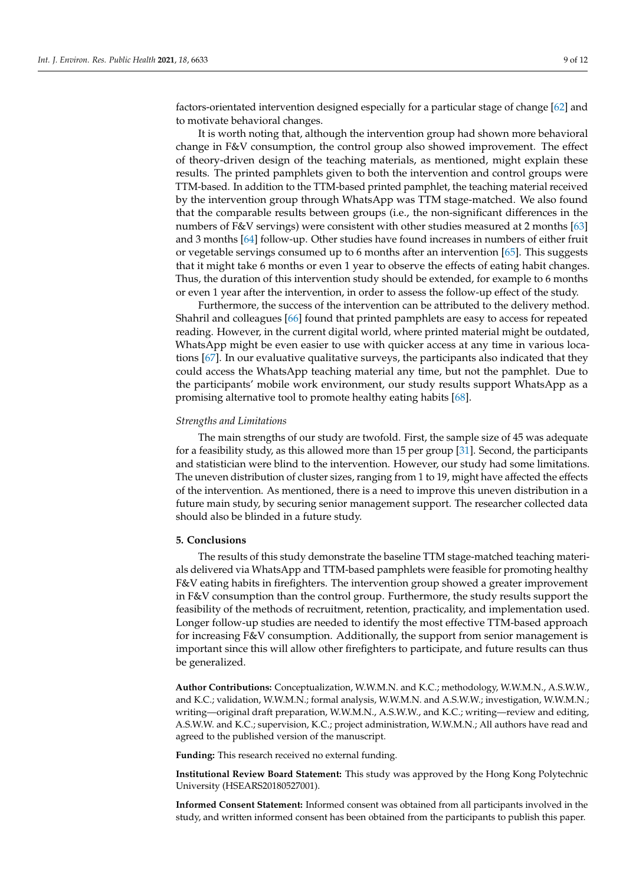factors-orientated intervention designed especially for a particular stage of change [62] and to motivate behavioral changes.

It is worth noting that, although the intervention group had shown more behavioral change in F&V consumption, the control group also showed improvement. The effect of theory-driven design of the teaching materials, as mentioned, might explain these results. The printed pamphlets given to both the intervention and control groups were TTM-based. In addition to the TTM-based printed pamphlet, the teaching material received by the intervention group through WhatsApp was TTM stage-matched. We also found that the comparable results between groups (i.e., the non-significant differences in the numbers of F&V servings) were consistent with other studies measured at 2 months [63] and 3 months [64] follow-up. Other studies have found increases in numbers of either fruit or vegetable servings consumed up to 6 months after an intervention [65]. This suggests that it might take 6 months or even 1 year to observe the effects of eating habit changes. Thus, the duration of this intervention study should be extended, for example to 6 months or even 1 year after the intervention, in order to assess the follow-up effect of the study.

Furthermore, the success of the intervention can be attributed to the delivery method. Shahril and colleagues [66] found that printed pamphlets are easy to access for repeated reading. However, in the current digital world, where printed material might be outdated, WhatsApp might be even easier to use with quicker access at any time in various locations [67]. In our evaluative qualitative surveys, the participants also indicated that they could access the WhatsApp teaching material any time, but not the pamphlet. Due to the participants' mobile work environment, our study results support WhatsApp as a promising alternative tool to promote healthy eating habits [68].

*Strengths and Limitations*

The main strengths of our study are twofold. First, the sample size of 45 was adequate for a feasibility study, as this allowed more than 15 per group [31]. Second, the participants and statistician were blind to the intervention. However, our study had some limitations. The uneven distribution of cluster sizes, ranging from 1 to 19, might have affected the effects of the intervention. As mentioned, there is a need to improve this uneven distribution in a future main study, by securing senior management support. The researcher collected data should also be blinded in a future study.

## 5. Conclusions

The results of this study demonstrate the baseline TTM stage-matched teaching materials delivered via WhatsApp and TTM-based pamphlets were feasible for promoting healthy F&V eating habits in firefighters. The intervention group showed a greater improvement in F&V consumption than the control group. Furthermore, the study results support the feasibility of the methods of recruitment, retention, practicality, and implementation used. Longer follow-up studies are needed to identify the most effective TTM-based approach for increasing F&V consumption. Additionally, the support from senior management is important since this will allow other firefighters to participate, and future results can thus be generalized.

**Author Contributions:** Conceptualization, W.W.M.N. and K.C.; methodology, W.W.M.N., A.S.W.W., and K.C.; validation, W.W.M.N.; formal analysis, W.W.M.N. and A.S.W.W.; investigation, W.W.M.N.; writing—original draft preparation, W.W.M.N., A.S.W.W., and K.C.; writing—review and editing, A.S.W.W. and K.C.; supervision, K.C.; project administration, W.W.M.N.; All authors have read and agreed to the published version of the manuscript.

**Funding:** This research received no external funding.

**Institutional Review Board Statement:** This study was approved by the Hong Kong Polytechnic University (HSEARS20180527001).

**Informed Consent Statement:** Informed consent was obtained from all participants involved in the study, and written informed consent has been obtained from the participants to publish this paper.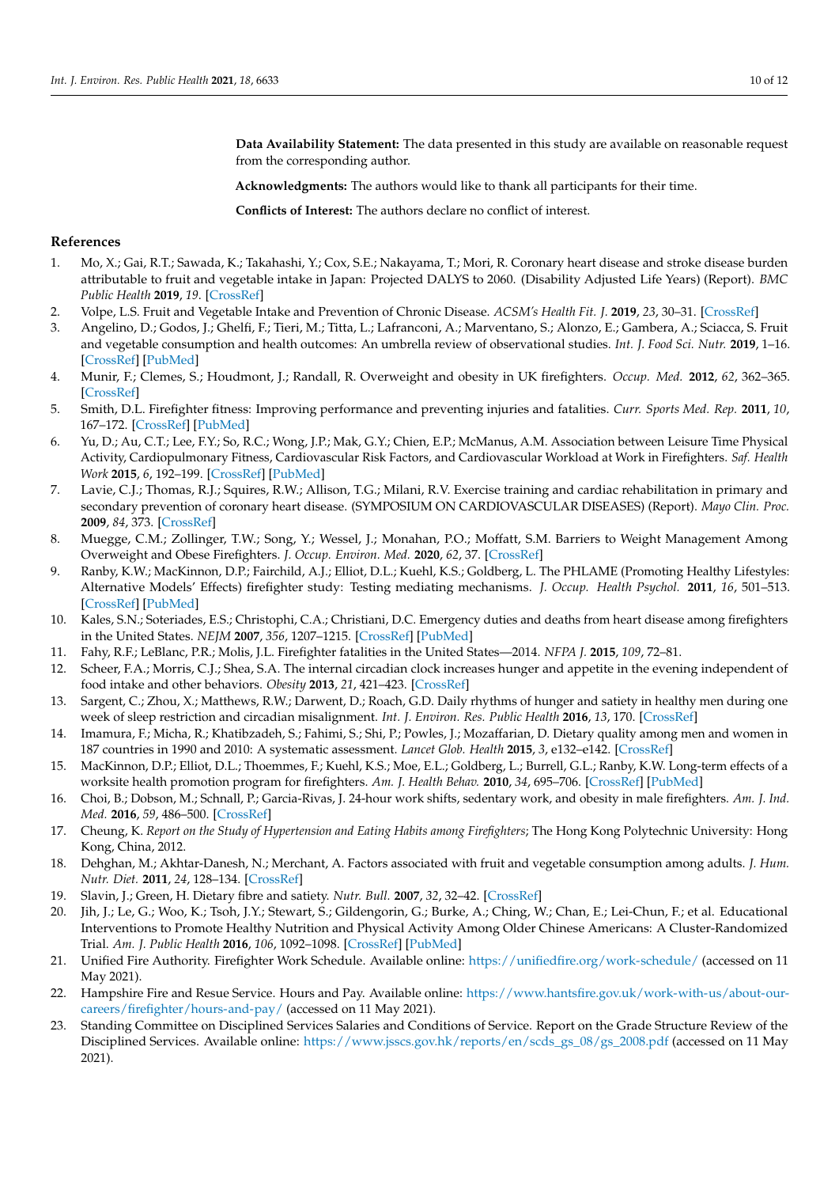**Data Availability Statement:** The data presented in this study are available on reasonable request from the corresponding author.

**Acknowledgments:** The authors would like to thank all participants for their time.

**Conflicts of Interest:** The authors declare no conflict of interest.

## References

1. Mo, X.; Gai, R.T.; Sawada, K.; Takahashi, Y.; Cox, S.E.; Nakayama, T.; Mori, R. Coronary heart disease and stroke disease burden attributable to fruit and vegetable intake in Japan: Projected DALYS to 2060. (Disability Adjusted Life Years) (Report). *BMC Public Health* **2019**, *19*. [CrossRef]
2. Volpe, L.S. Fruit and Vegetable Intake and Prevention of Chronic Disease. *ACSM's Health Fit. J.* **2019**, *23*, 30–31. [CrossRef]
3. Angelino, D.; Godos, J.; Ghelfi, F.; Tieri, M.; Titta, L.; Lafranconi, A.; Marventano, S.; Alonzo, E.; Gambera, A.; Sciacca, S. Fruit and vegetable consumption and health outcomes: An umbrella review of observational studies. *Int. J. Food Sci. Nutr.* **2019**, 1–16. [CrossRef] [PubMed]
4. Munir, F.; Clemes, S.; Houdmont, J.; Randall, R. Overweight and obesity in UK firefighters. *Occup. Med.* **2012**, *62*, 362–365. [CrossRef]
5. Smith, D.L. Firefighter fitness: Improving performance and preventing injuries and fatalities. *Curr. Sports Med. Rep.* **2011**, *10*, 167–172. [CrossRef] [PubMed]
6. Yu, D.; Au, C.T.; Lee, F.Y.; So, R.C.; Wong, J.P.; Mak, G.Y.; Chien, E.P.; McManus, A.M. Association between Leisure Time Physical Activity, Cardiopulmonary Fitness, Cardiovascular Risk Factors, and Cardiovascular Workload at Work in Firefighters. *Saf. Health Work* **2015**, *6*, 192–199. [CrossRef] [PubMed]
7. Lavie, C.J.; Thomas, R.J.; Squires, R.W.; Allison, T.G.; Milani, R.V. Exercise training and cardiac rehabilitation in primary and secondary prevention of coronary heart disease. (SYMPOSIUM ON CARDIOVASCULAR DISEASES) (Report). *Mayo Clin. Proc.* **2009**, *84*, 373. [CrossRef]
8. Muegge, C.M.; Zollinger, T.W.; Song, Y.; Wessel, J.; Monahan, P.O.; Moffatt, S.M. Barriers to Weight Management Among Overweight and Obese Firefighters. *J. Occup. Environ. Med.* **2020**, *62*, 37. [CrossRef]
9. Ranby, K.W.; MacKinnon, D.P.; Fairchild, A.J.; Elliot, D.L.; Kuehl, K.S.; Goldberg, L. The PHLAME (Promoting Healthy Lifestyles: Alternative Models' Effects) firefighter study: Testing mediating mechanisms. *J. Occup. Health Psychol.* **2011**, *16*, 501–513. [CrossRef] [PubMed]
10. Kales, S.N.; Soteriades, E.S.; Christophi, C.A.; Christiani, D.C. Emergency duties and deaths from heart disease among firefighters in the United States. *NEJM* **2007**, *356*, 1207–1215. [CrossRef] [PubMed]
11. Fahy, R.F.; LeBlanc, P.R.; Molis, J.L. Firefighter fatalities in the United States—2014. *NFPA J.* **2015**, *109*, 72–81.
12. Scheer, F.A.; Morris, C.J.; Shea, S.A. The internal circadian clock increases hunger and appetite in the evening independent of food intake and other behaviors. *Obesity* **2013**, *21*, 421–423. [CrossRef]
13. Sargent, C.; Zhou, X.; Matthews, R.W.; Darwent, D.; Roach, G.D. Daily rhythms of hunger and satiety in healthy men during one week of sleep restriction and circadian misalignment. *Int. J. Environ. Res. Public Health* **2016**, *13*, 170. [CrossRef]
14. Imamura, F.; Micha, R.; Khatibzadeh, S.; Fahimi, S.; Shi, P.; Powles, J.; Mozaffarian, D. Dietary quality among men and women in 187 countries in 1990 and 2010: A systematic assessment. *Lancet Glob. Health* **2015**, *3*, e132–e142. [CrossRef]
15. MacKinnon, D.P.; Elliot, D.L.; Thoemmes, F.; Kuehl, K.S.; Moe, E.L.; Goldberg, L.; Burrell, G.L.; Ranby, K.W. Long-term effects of a worksite health promotion program for firefighters. *Am. J. Health Behav.* **2010**, *34*, 695–706. [CrossRef] [PubMed]
16. Choi, B.; Dobson, M.; Schnall, P.; Garcia-Rivas, J. 24-hour work shifts, sedentary work, and obesity in male firefighters. *Am. J. Ind. Med.* **2016**, *59*, 486–500. [CrossRef]
17. Cheung, K. *Report on the Study of Hypertension and Eating Habits among Firefighters*; The Hong Kong Polytechnic University: Hong Kong, China, 2012.
18. Dehghan, M.; Akhtar-Danesh, N.; Merchant, A. Factors associated with fruit and vegetable consumption among adults. *J. Hum. Nutr. Diet.* **2011**, *24*, 128–134. [CrossRef]
19. Slavin, J.; Green, H. Dietary fibre and satiety. *Nutr. Bull.* **2007**, *32*, 32–42. [CrossRef]
20. Jih, J.; Le, G.; Woo, K.; Tsoh, J.Y.; Stewart, S.; Gildengorin, G.; Burke, A.; Ching, W.; Chan, E.; Lei-Chun, F.; et al. Educational Interventions to Promote Healthy Nutrition and Physical Activity Among Older Chinese Americans: A Cluster-Randomized Trial. *Am. J. Public Health* **2016**, *106*, 1092–1098. [CrossRef] [PubMed]
21. Unified Fire Authority. Firefighter Work Schedule. Available online: https://unifiedfire.org/work-schedule/ (accessed on 11 May 2021).
22. Hampshire Fire and Resue Service. Hours and Pay. Available online: https://www.hantsfire.gov.uk/work-with-us/about-our-careers/firefighter/hours-and-pay/ (accessed on 11 May 2021).
23. Standing Committee on Disciplined Services Salaries and Conditions of Service. Report on the Grade Structure Review of the Disciplined Services. Available online: https://www.jsscs.gov.hk/reports/en/scds_gs_08/gs_2008.pdf (accessed on 11 May 2021).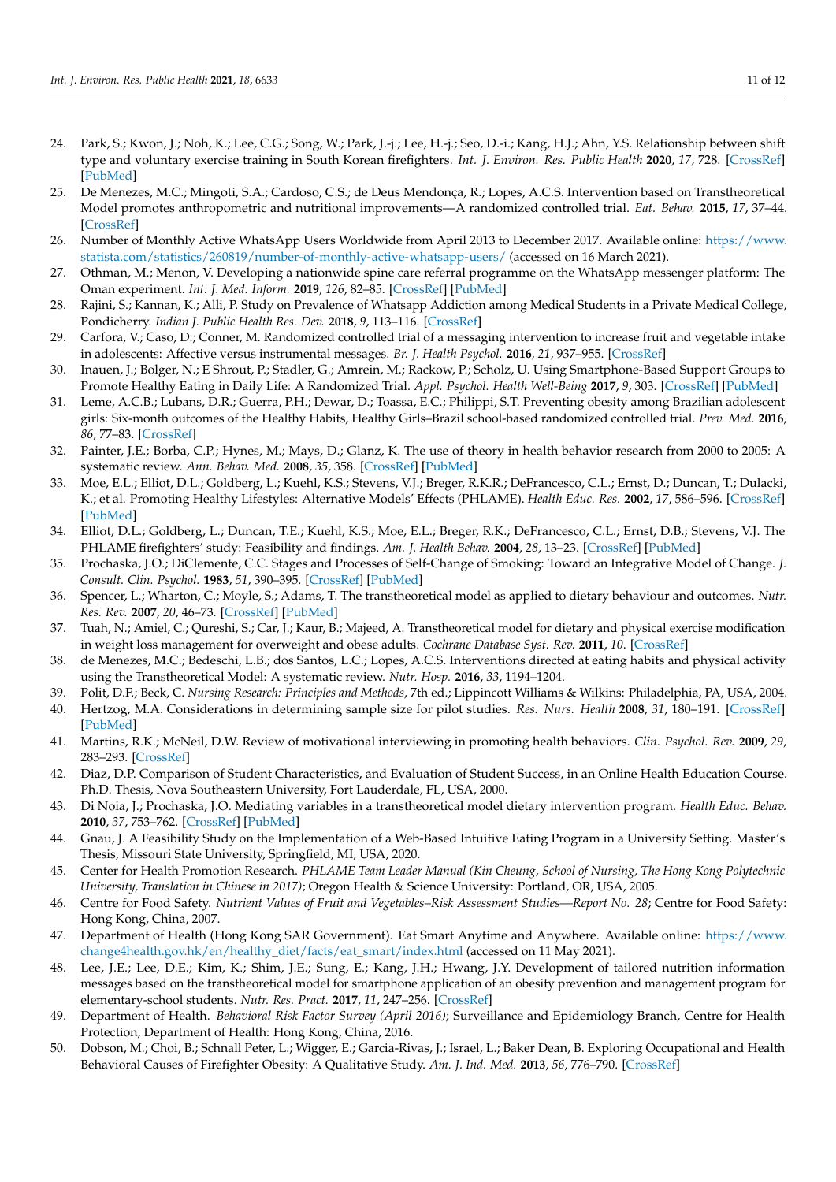24. Park, S.; Kwon, J.; Noh, K.; Lee, C.G.; Song, W.; Park, J.-j.; Lee, H.-j.; Seo, D.-i.; Kang, H.J.; Ahn, Y.S. Relationship between shift type and voluntary exercise training in South Korean firefighters. *Int. J. Environ. Res. Public Health* **2020**, *17*, 728. [CrossRef] [PubMed]
25. De Menezes, M.C.; Mingoti, S.A.; Cardoso, C.S.; de Deus Mendonça, R.; Lopes, A.C.S. Intervention based on Transtheoretical Model promotes anthropometric and nutritional improvements—A randomized controlled trial. *Eat. Behav.* **2015**, *17*, 37–44. [CrossRef]
26. Number of Monthly Active WhatsApp Users Worldwide from April 2013 to December 2017. Available online: https://www.statista.com/statistics/260819/number-of-monthly-active-whatsapp-users/ (accessed on 16 March 2021).
27. Othman, M.; Menon, V. Developing a nationwide spine care referral programme on the WhatsApp messenger platform: The Oman experiment. *Int. J. Med. Inform.* **2019**, *126*, 82–85. [CrossRef] [PubMed]
28. Rajini, S.; Kannan, K.; Alli, P. Study on Prevalence of Whatsapp Addiction among Medical Students in a Private Medical College, Pondicherry. *Indian J. Public Health Res. Dev.* **2018**, *9*, 113–116. [CrossRef]
29. Carfora, V.; Caso, D.; Conner, M. Randomized controlled trial of a messaging intervention to increase fruit and vegetable intake in adolescents: Affective versus instrumental messages. *Br. J. Health Psychol.* **2016**, *21*, 937–955. [CrossRef]
30. Inauen, J.; Bolger, N.; E Shrout, P.; Stadler, G.; Amrein, M.; Rackow, P.; Scholz, U. Using Smartphone-Based Support Groups to Promote Healthy Eating in Daily Life: A Randomized Trial. *Appl. Psychol. Health Well-Being* **2017**, *9*, 303. [CrossRef] [PubMed]
31. Leme, A.C.B.; Lubans, D.R.; Guerra, P.H.; Dewar, D.; Toassa, E.C.; Philippi, S.T. Preventing obesity among Brazilian adolescent girls: Six-month outcomes of the Healthy Habits, Healthy Girls–Brazil school-based randomized controlled trial. *Prev. Med.* **2016**, *86*, 77–83. [CrossRef]
32. Painter, J.E.; Borba, C.P.; Hynes, M.; Mays, D.; Glanz, K. The use of theory in health behavior research from 2000 to 2005: A systematic review. *Ann. Behav. Med.* **2008**, *35*, 358. [CrossRef] [PubMed]
33. Moe, E.L.; Elliot, D.L.; Goldberg, L.; Kuehl, K.S.; Stevens, V.J.; Breger, R.K.R.; DeFrancesco, C.L.; Ernst, D.; Duncan, T.; Dulacki, K.; et al. Promoting Healthy Lifestyles: Alternative Models' Effects (PHLAME). *Health Educ. Res.* **2002**, *17*, 586–596. [CrossRef] [PubMed]
34. Elliot, D.L.; Goldberg, L.; Duncan, T.E.; Kuehl, K.S.; Moe, E.L.; Breger, R.K.; DeFrancesco, C.L.; Ernst, D.B.; Stevens, V.J. The PHLAME firefighters' study: Feasibility and findings. *Am. J. Health Behav.* **2004**, *28*, 13–23. [CrossRef] [PubMed]
35. Prochaska, J.O.; DiClemente, C.C. Stages and Processes of Self-Change of Smoking: Toward an Integrative Model of Change. *J. Consult. Clin. Psychol.* **1983**, *51*, 390–395. [CrossRef] [PubMed]
36. Spencer, L.; Wharton, C.; Moyle, S.; Adams, T. The transtheoretical model as applied to dietary behaviour and outcomes. *Nutr. Res. Rev.* **2007**, *20*, 46–73. [CrossRef] [PubMed]
37. Tuah, N.; Amiel, C.; Qureshi, S.; Car, J.; Kaur, B.; Majeed, A. Transtheoretical model for dietary and physical exercise modification in weight loss management for overweight and obese adults. *Cochrane Database Syst. Rev.* **2011**, *10*. [CrossRef]
38. de Menezes, M.C.; Bedeschi, L.B.; dos Santos, L.C.; Lopes, A.C.S. Interventions directed at eating habits and physical activity using the Transtheoretical Model: A systematic review. *Nutr. Hosp.* **2016**, *33*, 1194–1204.
39. Polit, D.F.; Beck, C. *Nursing Research: Principles and Methods*, 7th ed.; Lippincott Williams & Wilkins: Philadelphia, PA, USA, 2004.
40. Hertzog, M.A. Considerations in determining sample size for pilot studies. *Res. Nurs. Health* **2008**, *31*, 180–191. [CrossRef] [PubMed]
41. Martins, R.K.; McNeil, D.W. Review of motivational interviewing in promoting health behaviors. *Clin. Psychol. Rev.* **2009**, *29*, 283–293. [CrossRef]
42. Diaz, D.P. Comparison of Student Characteristics, and Evaluation of Student Success, in an Online Health Education Course. Ph.D. Thesis, Nova Southeastern University, Fort Lauderdale, FL, USA, 2000.
43. Di Noia, J.; Prochaska, J.O. Mediating variables in a transtheoretical model dietary intervention program. *Health Educ. Behav.* **2010**, *37*, 753–762. [CrossRef] [PubMed]
44. Gnau, J. A Feasibility Study on the Implementation of a Web-Based Intuitive Eating Program in a University Setting. Master's Thesis, Missouri State University, Springfield, MI, USA, 2020.
45. Center for Health Promotion Research. *PHLAME Team Leader Manual (Kin Cheung, School of Nursing, The Hong Kong Polytechnic University, Translation in Chinese in 2017)*; Oregon Health & Science University: Portland, OR, USA, 2005.
46. Centre for Food Safety. *Nutrient Values of Fruit and Vegetables–Risk Assessment Studies—Report No. 28*; Centre for Food Safety: Hong Kong, China, 2007.
47. Department of Health (Hong Kong SAR Government). Eat Smart Anytime and Anywhere. Available online: https://www.change4health.gov.hk/en/healthy_diet/facts/eat_smart/index.html (accessed on 11 May 2021).
48. Lee, J.E.; Lee, D.E.; Kim, K.; Shim, J.E.; Sung, E.; Kang, J.H.; Hwang, J.Y. Development of tailored nutrition information messages based on the transtheoretical model for smartphone application of an obesity prevention and management program for elementary-school students. *Nutr. Res. Pract.* **2017**, *11*, 247–256. [CrossRef]
49. Department of Health. *Behavioral Risk Factor Survey (April 2016)*; Surveillance and Epidemiology Branch, Centre for Health Protection, Department of Health: Hong Kong, China, 2016.
50. Dobson, M.; Choi, B.; Schnall Peter, L.; Wigger, E.; Garcia-Rivas, J.; Israel, L.; Baker Dean, B. Exploring Occupational and Health Behavioral Causes of Firefighter Obesity: A Qualitative Study. *Am. J. Ind. Med.* **2013**, *56*, 776–790. [CrossRef]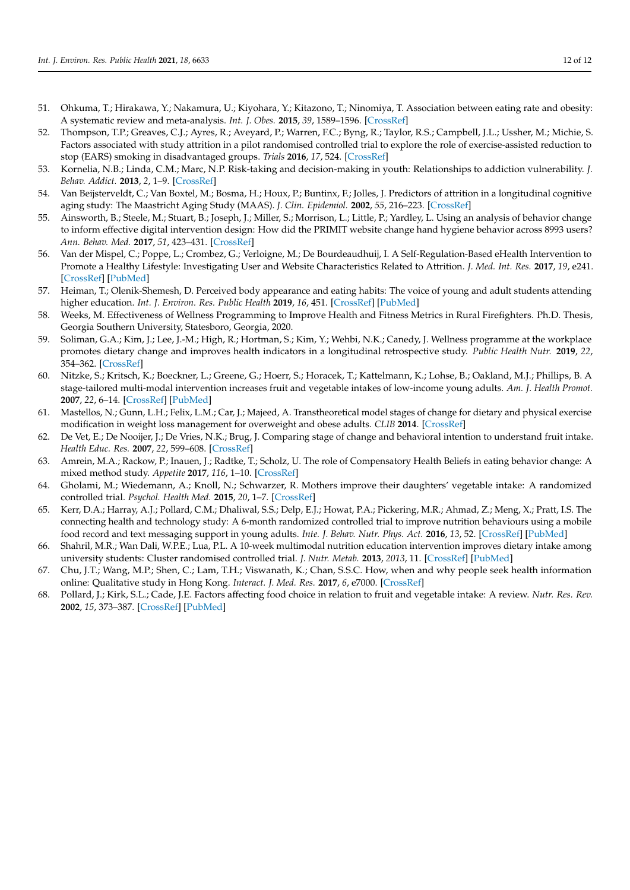51. Ohkuma, T.; Hirakawa, Y.; Nakamura, U.; Kiyohara, Y.; Kitazono, T.; Ninomiya, T. Association between eating rate and obesity: A systematic review and meta-analysis. *Int. J. Obes.* **2015**, *39*, 1589–1596. [CrossRef]
52. Thompson, T.P.; Greaves, C.J.; Ayres, R.; Aveyard, P.; Warren, F.C.; Byng, R.; Taylor, R.S.; Campbell, J.L.; Ussher, M.; Michie, S. Factors associated with study attrition in a pilot randomised controlled trial to explore the role of exercise-assisted reduction to stop (EARS) smoking in disadvantaged groups. *Trials* **2016**, *17*, 524. [CrossRef]
53. Kornelia, N.B.; Linda, C.M.; Marc, N.P. Risk-taking and decision-making in youth: Relationships to addiction vulnerability. *J. Behav. Addict.* **2013**, *2*, 1–9. [CrossRef]
54. Van Beijsterveldt, C.; Van Boxtel, M.; Bosma, H.; Houx, P.; Buntinx, F.; Jolles, J. Predictors of attrition in a longitudinal cognitive aging study: The Maastricht Aging Study (MAAS). *J. Clin. Epidemiol.* **2002**, *55*, 216–223. [CrossRef]
55. Ainsworth, B.; Steele, M.; Stuart, B.; Joseph, J.; Miller, S.; Morrison, L.; Little, P.; Yardley, L. Using an analysis of behavior change to inform effective digital intervention design: How did the PRIMIT website change hand hygiene behavior across 8993 users? *Ann. Behav. Med.* **2017**, *51*, 423–431. [CrossRef]
56. Van der Mispel, C.; Poppe, L.; Crombez, G.; Verloigne, M.; De Bourdeaudhuij, I. A Self-Regulation-Based eHealth Intervention to Promote a Healthy Lifestyle: Investigating User and Website Characteristics Related to Attrition. *J. Med. Int. Res.* **2017**, *19*, e241. [CrossRef] [PubMed]
57. Heiman, T.; Olenik-Shemesh, D. Perceived body appearance and eating habits: The voice of young and adult students attending higher education. *Int. J. Environ. Res. Public Health* **2019**, *16*, 451. [CrossRef] [PubMed]
58. Weeks, M. Effectiveness of Wellness Programming to Improve Health and Fitness Metrics in Rural Firefighters. Ph.D. Thesis, Georgia Southern University, Statesboro, Georgia, 2020.
59. Soliman, G.A.; Kim, J.; Lee, J.-M.; High, R.; Hortman, S.; Kim, Y.; Wehbi, N.K.; Canedy, J. Wellness programme at the workplace promotes dietary change and improves health indicators in a longitudinal retrospective study. *Public Health Nutr.* **2019**, *22*, 354–362. [CrossRef]
60. Nitzke, S.; Kritsch, K.; Boeckner, L.; Greene, G.; Hoerr, S.; Horacek, T.; Kattelmann, K.; Lohse, B.; Oakland, M.J.; Phillips, B. A stage-tailored multi-modal intervention increases fruit and vegetable intakes of low-income young adults. *Am. J. Health Promot.* **2007**, *22*, 6–14. [CrossRef] [PubMed]
61. Mastellos, N.; Gunn, L.H.; Felix, L.M.; Car, J.; Majeed, A. Transtheoretical model stages of change for dietary and physical exercise modification in weight loss management for overweight and obese adults. *CLIB* **2014**. [CrossRef]
62. De Vet, E.; De Nooijer, J.; De Vries, N.K.; Brug, J. Comparing stage of change and behavioral intention to understand fruit intake. *Health Educ. Res.* **2007**, *22*, 599–608. [CrossRef]
63. Amrein, M.A.; Rackow, P.; Inauen, J.; Radtke, T.; Scholz, U. The role of Compensatory Health Beliefs in eating behavior change: A mixed method study. *Appetite* **2017**, *116*, 1–10. [CrossRef]
64. Gholami, M.; Wiedemann, A.; Knoll, N.; Schwarzer, R. Mothers improve their daughters' vegetable intake: A randomized controlled trial. *Psychol. Health Med.* **2015**, *20*, 1–7. [CrossRef]
65. Kerr, D.A.; Harray, A.J.; Pollard, C.M.; Dhaliwal, S.S.; Delp, E.J.; Howat, P.A.; Pickering, M.R.; Ahmad, Z.; Meng, X.; Pratt, I.S. The connecting health and technology study: A 6-month randomized controlled trial to improve nutrition behaviours using a mobile food record and text messaging support in young adults. *Inte. J. Behav. Nutr. Phys. Act.* **2016**, *13*, 52. [CrossRef] [PubMed]
66. Shahril, M.R.; Wan Dali, W.P.E.; Lua, P.L. A 10-week multimodal nutrition education intervention improves dietary intake among university students: Cluster randomised controlled trial. *J. Nutr. Metab.* **2013**, *2013*, 11. [CrossRef] [PubMed]
67. Chu, J.T.; Wang, M.P.; Shen, C.; Lam, T.H.; Viswanath, K.; Chan, S.S.C. How, when and why people seek health information online: Qualitative study in Hong Kong. *Interact. J. Med. Res.* **2017**, *6*, e7000. [CrossRef]
68. Pollard, J.; Kirk, S.L.; Cade, J.E. Factors affecting food choice in relation to fruit and vegetable intake: A review. *Nutr. Res. Rev.* **2002**, *15*, 373–387. [CrossRef] [PubMed]